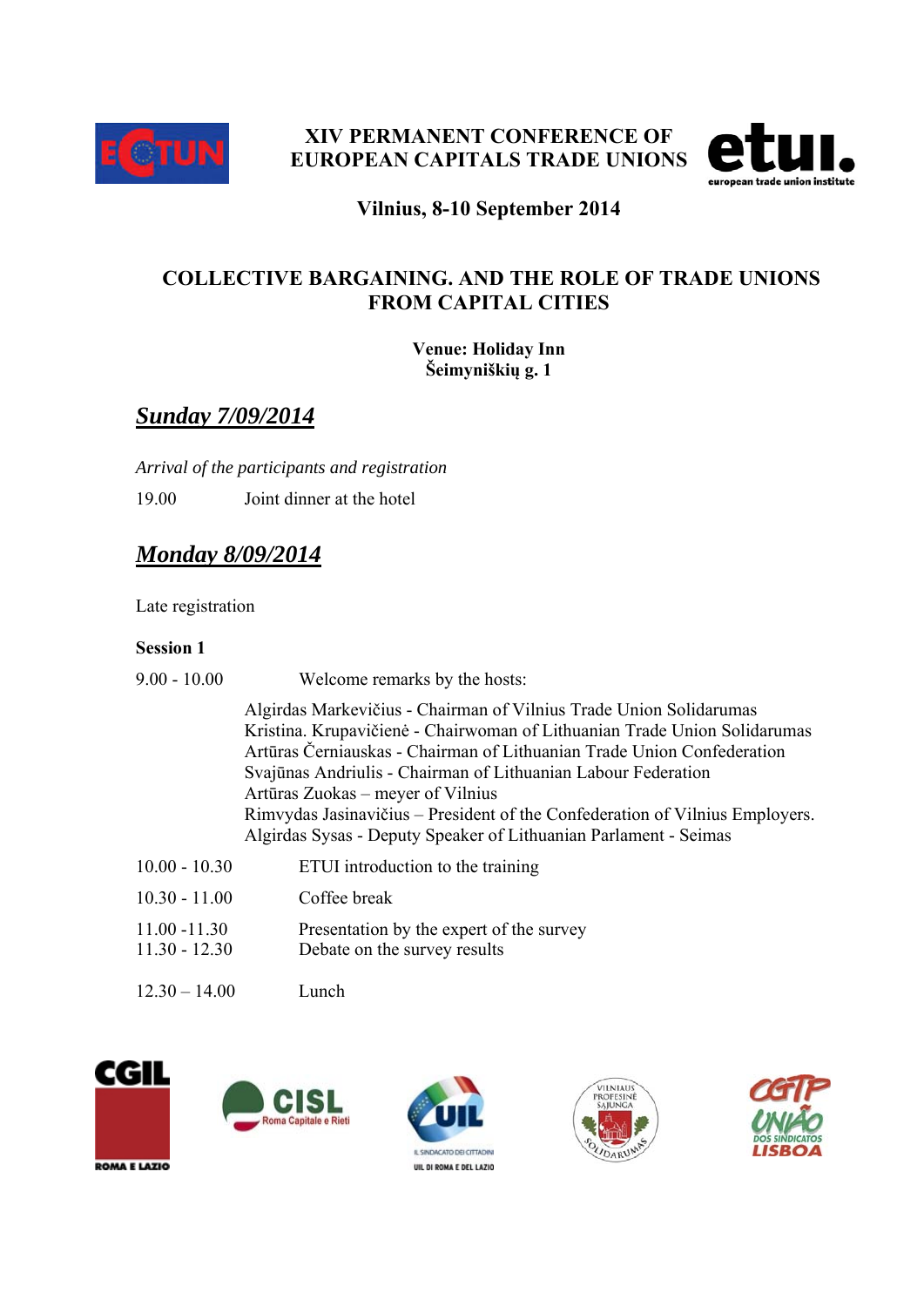# XIV PERMANENT CONFERENCE OF EUROPEAN CAPITALS TRADE UNIONS

**Vilnius, 8-10 September 2014**

## COLLECTIVE BARGAINING. AND THE ROLE OF TRADE UNIONS FROM CAPITAL CITIES

**Venue: Holiday Inn**
**Šeimyniškių g. 1**

## ***Sunday 7/09/2014***

*Arrival of the participants and registration*

19.00 Joint dinner at the hotel

## ***Monday 8/09/2014***

Late registration

**Session 1**

9.00 - 10.00 Welcome remarks by the hosts:

Algirdas Markevičius - Chairman of Vilnius Trade Union Solidarumas
Kristina. Krupavičienė - Chairwoman of Lithuanian Trade Union Solidarumas
Artūras Černiauskas - Chairman of Lithuanian Trade Union Confederation
Svajūnas Andriulis - Chairman of Lithuanian Labour Federation
Artūras Zuokas – meyer of Vilnius
Rimvydas Jasinavičius – President of the Confederation of Vilnius Employers.
Algirdas Sysas - Deputy Speaker of Lithuanian Parlament - Seimas

10.00 - 10.30 ETUI introduction to the training

10.30 - 11.00 Coffee break

11.00 -11.30 Presentation by the expert of the survey
11.30 - 12.30 Debate on the survey results

12.30 – 14.00 Lunch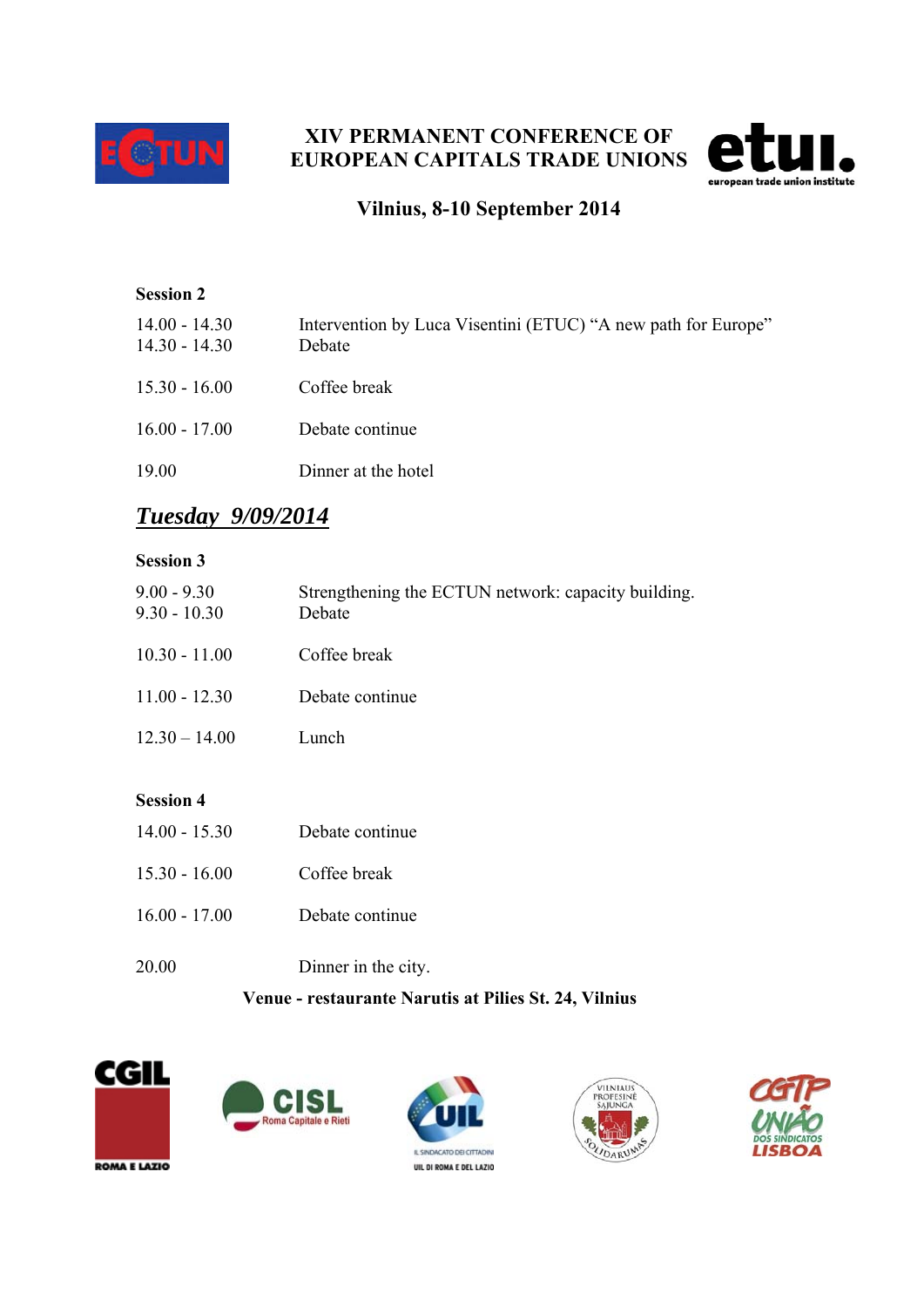**XIV PERMANENT CONFERENCE OF EUROPEAN CAPITALS TRADE UNIONS**

**Vilnius, 8-10 September 2014**

**Session 2**

14.00 - 14.30 Intervention by Luca Visentini (ETUC) "A new path for Europe"
14.30 - 14.30 Debate

15.30 - 16.00 Coffee break

16.00 - 17.00 Debate continue

19.00 Dinner at the hotel

## ***Tuesday 9/09/2014***

**Session 3**

9.00 - 9.30 Strengthening the ECTUN network: capacity building.
9.30 - 10.30 Debate

10.30 - 11.00 Coffee break

11.00 - 12.30 Debate continue

12.30 – 14.00 Lunch

**Session 4**

14.00 - 15.30 Debate continue

15.30 - 16.00 Coffee break

16.00 - 17.00 Debate continue

20.00 Dinner in the city.

**Venue - restaurante Narutis at Pilies St. 24, Vilnius**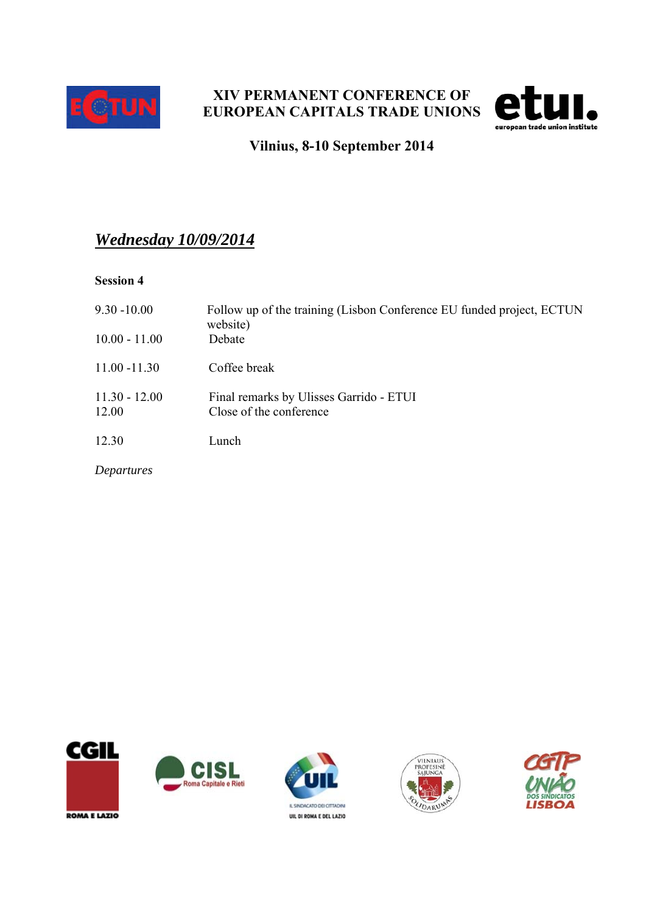XIV PERMANENT CONFERENCE OF
EUROPEAN CAPITALS TRADE UNIONS

Vilnius, 8-10 September 2014

## ***Wednesday 10/09/2014***

**Session 4**

| | |
|---|---|
| 9.30 -10.00 | Follow up of the training (Lisbon Conference EU funded project, ECTUN website) |
| 10.00 - 11.00 | Debate |
| 11.00 -11.30 | Coffee break |
| 11.30 - 12.00 | Final remarks by Ulisses Garrido - ETUI |
| 12.00 | Close of the conference |
| 12.30 | Lunch |

*Departures*